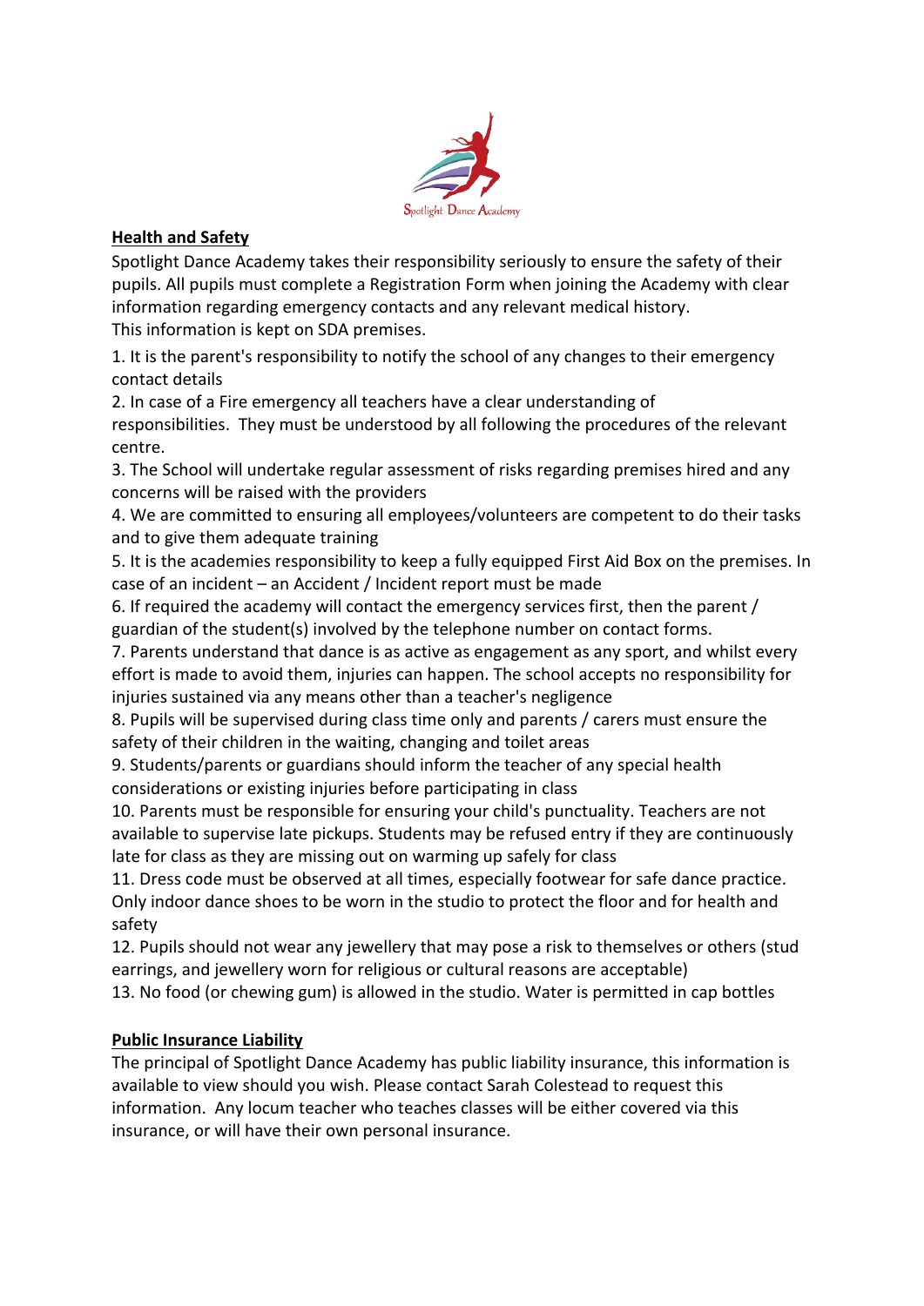Spotlight Dance Academy

## Health and Safety

Spotlight Dance Academy takes their responsibility seriously to ensure the safety of their pupils. All pupils must complete a Registration Form when joining the Academy with clear information regarding emergency contacts and any relevant medical history.
This information is kept on SDA premises.

1. It is the parent's responsibility to notify the school of any changes to their emergency contact details
2. In case of a Fire emergency all teachers have a clear understanding of responsibilities. They must be understood by all following the procedures of the relevant centre.
3. The School will undertake regular assessment of risks regarding premises hired and any concerns will be raised with the providers
4. We are committed to ensuring all employees/volunteers are competent to do their tasks and to give them adequate training
5. It is the academies responsibility to keep a fully equipped First Aid Box on the premises. In case of an incident – an Accident / Incident report must be made
6. If required the academy will contact the emergency services first, then the parent / guardian of the student(s) involved by the telephone number on contact forms.
7. Parents understand that dance is as active as engagement as any sport, and whilst every effort is made to avoid them, injuries can happen. The school accepts no responsibility for injuries sustained via any means other than a teacher's negligence
8. Pupils will be supervised during class time only and parents / carers must ensure the safety of their children in the waiting, changing and toilet areas
9. Students/parents or guardians should inform the teacher of any special health considerations or existing injuries before participating in class
10. Parents must be responsible for ensuring your child's punctuality. Teachers are not available to supervise late pickups. Students may be refused entry if they are continuously late for class as they are missing out on warming up safely for class
11. Dress code must be observed at all times, especially footwear for safe dance practice. Only indoor dance shoes to be worn in the studio to protect the floor and for health and safety
12. Pupils should not wear any jewellery that may pose a risk to themselves or others (stud earrings, and jewellery worn for religious or cultural reasons are acceptable)
13. No food (or chewing gum) is allowed in the studio. Water is permitted in cap bottles

## Public Insurance Liability

The principal of Spotlight Dance Academy has public liability insurance, this information is available to view should you wish. Please contact Sarah Colestead to request this information. Any locum teacher who teaches classes will be either covered via this insurance, or will have their own personal insurance.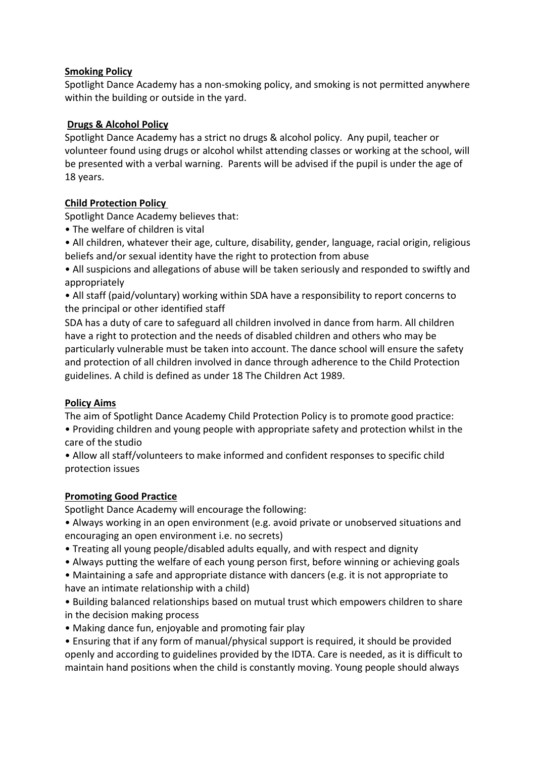**Smoking Policy**

Spotlight Dance Academy has a non-smoking policy, and smoking is not permitted anywhere within the building or outside in the yard.

**Drugs & Alcohol Policy**

Spotlight Dance Academy has a strict no drugs & alcohol policy. Any pupil, teacher or volunteer found using drugs or alcohol whilst attending classes or working at the school, will be presented with a verbal warning. Parents will be advised if the pupil is under the age of 18 years.

**Child Protection Policy**

Spotlight Dance Academy believes that:

- The welfare of children is vital
- All children, whatever their age, culture, disability, gender, language, racial origin, religious beliefs and/or sexual identity have the right to protection from abuse
- All suspicions and allegations of abuse will be taken seriously and responded to swiftly and appropriately
- All staff (paid/voluntary) working within SDA have a responsibility to report concerns to the principal or other identified staff

SDA has a duty of care to safeguard all children involved in dance from harm. All children have a right to protection and the needs of disabled children and others who may be particularly vulnerable must be taken into account. The dance school will ensure the safety and protection of all children involved in dance through adherence to the Child Protection guidelines. A child is defined as under 18 The Children Act 1989.

**Policy Aims**

The aim of Spotlight Dance Academy Child Protection Policy is to promote good practice:

- Providing children and young people with appropriate safety and protection whilst in the care of the studio
- Allow all staff/volunteers to make informed and confident responses to specific child protection issues

**Promoting Good Practice**

Spotlight Dance Academy will encourage the following:

- Always working in an open environment (e.g. avoid private or unobserved situations and encouraging an open environment i.e. no secrets)
- Treating all young people/disabled adults equally, and with respect and dignity
- Always putting the welfare of each young person first, before winning or achieving goals
- Maintaining a safe and appropriate distance with dancers (e.g. it is not appropriate to have an intimate relationship with a child)
- Building balanced relationships based on mutual trust which empowers children to share in the decision making process
- Making dance fun, enjoyable and promoting fair play
- Ensuring that if any form of manual/physical support is required, it should be provided openly and according to guidelines provided by the IDTA. Care is needed, as it is difficult to maintain hand positions when the child is constantly moving. Young people should always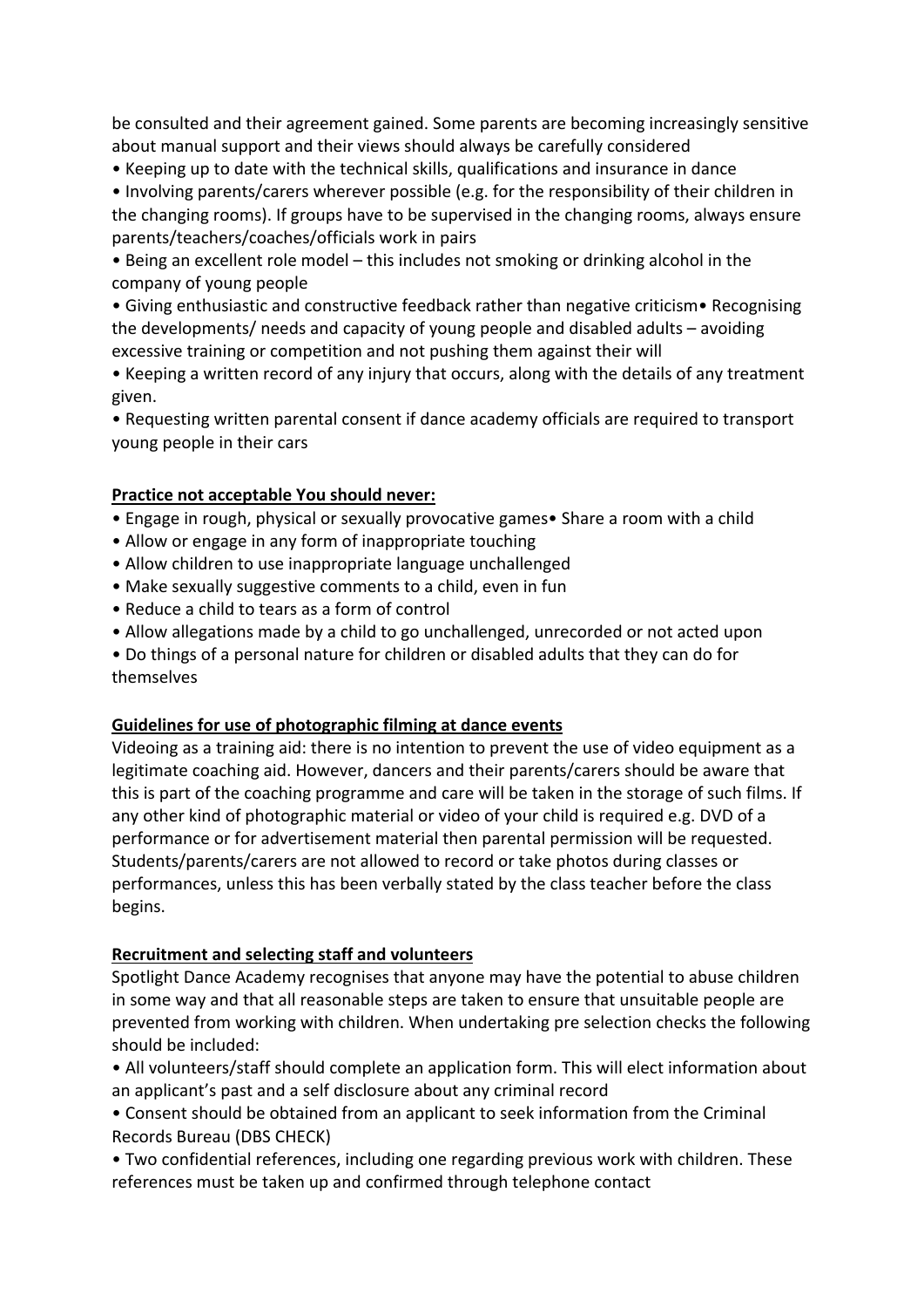be consulted and their agreement gained. Some parents are becoming increasingly sensitive about manual support and their views should always be carefully considered

• Keeping up to date with the technical skills, qualifications and insurance in dance

• Involving parents/carers wherever possible (e.g. for the responsibility of their children in the changing rooms). If groups have to be supervised in the changing rooms, always ensure parents/teachers/coaches/officials work in pairs

• Being an excellent role model – this includes not smoking or drinking alcohol in the company of young people

• Giving enthusiastic and constructive feedback rather than negative criticism• Recognising the developments/ needs and capacity of young people and disabled adults – avoiding excessive training or competition and not pushing them against their will

• Keeping a written record of any injury that occurs, along with the details of any treatment given.

• Requesting written parental consent if dance academy officials are required to transport young people in their cars

**Practice not acceptable You should never:**

• Engage in rough, physical or sexually provocative games• Share a room with a child

• Allow or engage in any form of inappropriate touching

• Allow children to use inappropriate language unchallenged

• Make sexually suggestive comments to a child, even in fun

• Reduce a child to tears as a form of control

• Allow allegations made by a child to go unchallenged, unrecorded or not acted upon

• Do things of a personal nature for children or disabled adults that they can do for themselves

**Guidelines for use of photographic filming at dance events**

Videoing as a training aid: there is no intention to prevent the use of video equipment as a legitimate coaching aid. However, dancers and their parents/carers should be aware that this is part of the coaching programme and care will be taken in the storage of such films. If any other kind of photographic material or video of your child is required e.g. DVD of a performance or for advertisement material then parental permission will be requested. Students/parents/carers are not allowed to record or take photos during classes or performances, unless this has been verbally stated by the class teacher before the class begins.

**Recruitment and selecting staff and volunteers**

Spotlight Dance Academy recognises that anyone may have the potential to abuse children in some way and that all reasonable steps are taken to ensure that unsuitable people are prevented from working with children. When undertaking pre selection checks the following should be included:

• All volunteers/staff should complete an application form. This will elect information about an applicant's past and a self disclosure about any criminal record

• Consent should be obtained from an applicant to seek information from the Criminal Records Bureau (DBS CHECK)

• Two confidential references, including one regarding previous work with children. These references must be taken up and confirmed through telephone contact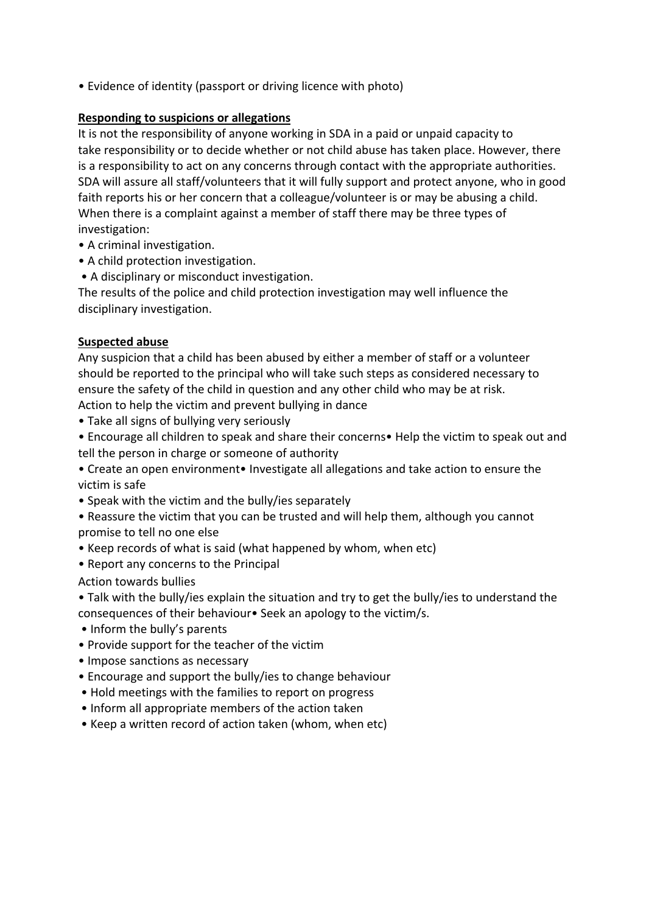- Evidence of identity (passport or driving licence with photo)

**Responding to suspicions or allegations**

It is not the responsibility of anyone working in SDA in a paid or unpaid capacity to take responsibility or to decide whether or not child abuse has taken place. However, there is a responsibility to act on any concerns through contact with the appropriate authorities. SDA will assure all staff/volunteers that it will fully support and protect anyone, who in good faith reports his or her concern that a colleague/volunteer is or may be abusing a child.

When there is a complaint against a member of staff there may be three types of investigation:

- A criminal investigation.
- A child protection investigation.
- A disciplinary or misconduct investigation.

The results of the police and child protection investigation may well influence the disciplinary investigation.

**Suspected abuse**

Any suspicion that a child has been abused by either a member of staff or a volunteer should be reported to the principal who will take such steps as considered necessary to ensure the safety of the child in question and any other child who may be at risk.

Action to help the victim and prevent bullying in dance

- Take all signs of bullying very seriously
- Encourage all children to speak and share their concerns
- Help the victim to speak out and tell the person in charge or someone of authority
- Create an open environment
- Investigate all allegations and take action to ensure the victim is safe
- Speak with the victim and the bully/ies separately
- Reassure the victim that you can be trusted and will help them, although you cannot promise to tell no one else
- Keep records of what is said (what happened by whom, when etc)
- Report any concerns to the Principal

Action towards bullies

- Talk with the bully/ies explain the situation and try to get the bully/ies to understand the consequences of their behaviour
- Seek an apology to the victim/s.
- Inform the bully's parents
- Provide support for the teacher of the victim
- Impose sanctions as necessary
- Encourage and support the bully/ies to change behaviour
- Hold meetings with the families to report on progress
- Inform all appropriate members of the action taken
- Keep a written record of action taken (whom, when etc)